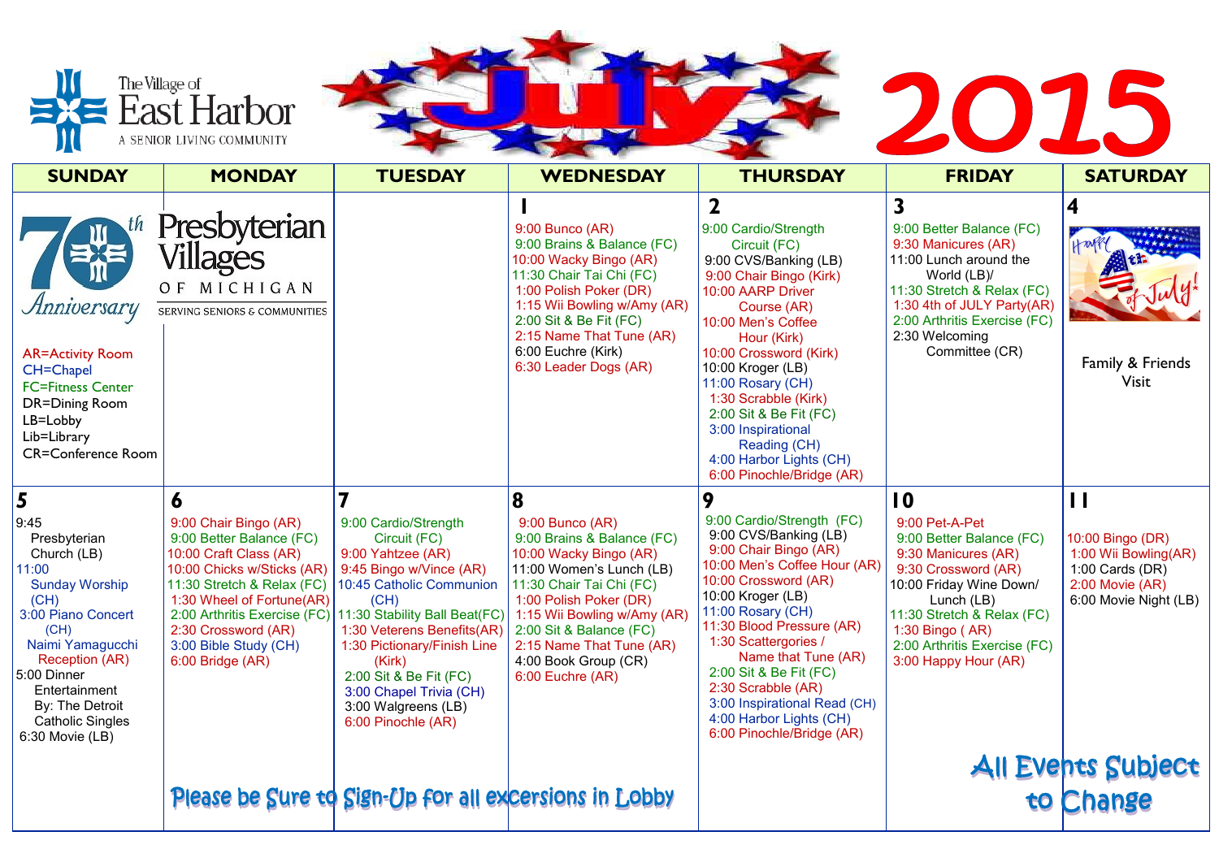# The Village of East Harbor

A SENIOR LIVING COMMUNITY

# July 2015

| SUNDAY | MONDAY | TUESDAY | WEDNESDAY | THURSDAY | FRIDAY | SATURDAY |
|---|---|---|---|---|---|---|
| 70th Anniversary<br><br>AR=Activity Room<br>CH=Chapel<br>FC=Fitness Center<br>DR=Dining Room<br>LB=Lobby<br>Lib=Library<br>CR=Conference Room | Presbyterian Villages OF MICHIGAN<br>SERVING SENIORS & COMMUNITIES | | **1**<br>9:00 Bunco (AR)<br>9:00 Brains & Balance (FC)<br>10:00 Wacky Bingo (AR)<br>11:30 Chair Tai Chi (FC)<br>1:00 Polish Poker (DR)<br>1:15 Wii Bowling w/Amy (AR)<br>2:00 Sit & Be Fit (FC)<br>2:15 Name That Tune (AR)<br>6:00 Euchre (Kirk)<br>6:30 Leader Dogs (AR) | **2**<br>9:00 Cardio/Strength Circuit (FC)<br>9:00 CVS/Banking (LB)<br>9:00 Chair Bingo (Kirk)<br>10:00 AARP Driver Course (AR)<br>10:00 Men's Coffee Hour (Kirk)<br>10:00 Crossword (Kirk)<br>10:00 Kroger (LB)<br>11:00 Rosary (CH)<br>1:30 Scrabble (Kirk)<br>2:00 Sit & Be Fit (FC)<br>3:00 Inspirational Reading (CH)<br>4:00 Harbor Lights (CH)<br>6:00 Pinochle/Bridge (AR) | **3**<br>9:00 Better Balance (FC)<br>9:30 Manicures (AR)<br>11:00 Lunch around the World (LB)/<br>11:30 Stretch & Relax (FC)<br>1:30 4th of JULY Party(AR)<br>2:00 Arthritis Exercise (FC)<br>2:30 Welcoming Committee (CR) | **4**<br>Happy 4th of July!<br><br>Family & Friends Visit |
| **5**<br>9:45 Presbyterian Church (LB)<br>11:00 Sunday Worship (CH)<br>3:00 Piano Concert (CH)<br>Naimi Yamagucchi Reception (AR)<br>5:00 Dinner Entertainment By: The Detroit Catholic Singles<br>6:30 Movie (LB) | **6**<br>9:00 Chair Bingo (AR)<br>9:00 Better Balance (FC)<br>10:00 Craft Class (AR)<br>10:00 Chicks w/Sticks (AR)<br>11:30 Stretch & Relax (FC)<br>1:30 Wheel of Fortune(AR)<br>2:00 Arthritis Exercise (FC)<br>2:30 Crossword (AR)<br>3:00 Bible Study (CH)<br>6:00 Bridge (AR) | **7**<br>9:00 Cardio/Strength Circuit (FC)<br>9:00 Yahtzee (AR)<br>9:45 Bingo w/Vince (AR)<br>10:45 Catholic Communion (CH)<br>11:30 Stability Ball Beat(FC)<br>1:30 Veterens Benefits(AR)<br>1:30 Pictionary/Finish Line (Kirk)<br>2:00 Sit & Be Fit (FC)<br>3:00 Chapel Trivia (CH)<br>3:00 Walgreens (LB)<br>6:00 Pinochle (AR) | **8**<br>9:00 Bunco (AR)<br>9:00 Brains & Balance (FC)<br>10:00 Wacky Bingo (AR)<br>11:00 Women's Lunch (LB)<br>11:30 Chair Tai Chi (FC)<br>1:00 Polish Poker (DR)<br>1:15 Wii Bowling w/Amy (AR)<br>2:00 Sit & Balance (FC)<br>2:15 Name That Tune (AR)<br>4:00 Book Group (CR)<br>6:00 Euchre (AR) | **9**<br>9:00 Cardio/Strength (FC)<br>9:00 CVS/Banking (LB)<br>9:00 Chair Bingo (AR)<br>10:00 Men's Coffee Hour (AR)<br>10:00 Crossword (AR)<br>10:00 Kroger (LB)<br>11:00 Rosary (CH)<br>11:30 Blood Pressure (AR)<br>1:30 Scattergories / Name that Tune (AR)<br>2:00 Sit & Be Fit (FC)<br>2:30 Scrabble (AR)<br>3:00 Inspirational Read (CH)<br>4:00 Harbor Lights (CH)<br>6:00 Pinochle/Bridge (AR) | **10**<br>9:00 Pet-A-Pet<br>9:00 Better Balance (FC)<br>9:30 Manicures (AR)<br>9:30 Crossword (AR)<br>10:00 Friday Wine Down/ Lunch (LB)<br>11:30 Stretch & Relax (FC)<br>1:30 Bingo ( AR)<br>2:00 Arthritis Exercise (FC)<br>3:00 Happy Hour (AR) | **11**<br>10:00 Bingo (DR)<br>1:00 Wii Bowling(AR)<br>1:00 Cards (DR)<br>2:00 Movie (AR)<br>6:00 Movie Night (LB) |

Please be Sure to Sign-Up for all excersions in Lobby

All Events Subject to Change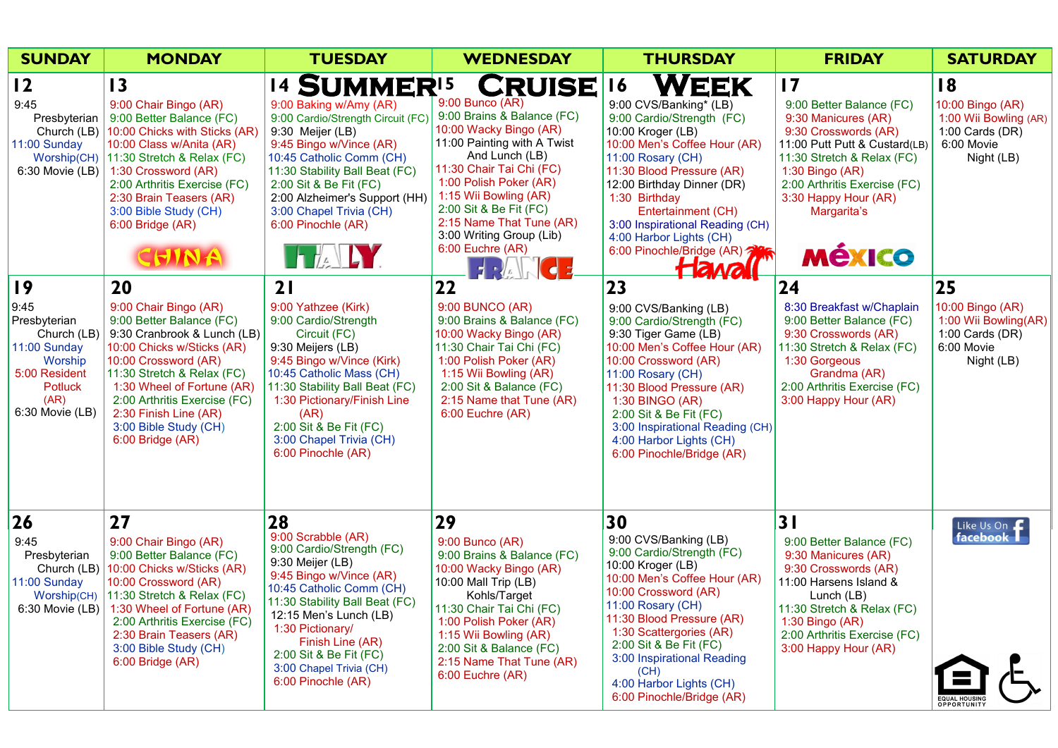| SUNDAY | MONDAY | TUESDAY | WEDNESDAY | THURSDAY | FRIDAY | SATURDAY |
|---|---|---|---|---|---|---|
| **12**<br>9:45 Presbyterian Church (LB)<br>11:00 Sunday Worship(CH)<br>6:30 Movie (LB) | **13**<br>9:00 Chair Bingo (AR)<br>9:00 Better Balance (FC)<br>10:00 Chicks with Sticks (AR)<br>10:00 Class w/Anita (AR)<br>11:30 Stretch & Relax (FC)<br>1:30 Crossword (AR)<br>2:00 Arthritis Exercise (FC)<br>2:30 Brain Teasers (AR)<br>3:00 Bible Study (CH)<br>6:00 Bridge (AR)<br>CHINA | **14** SUMMER<br>9:00 Baking w/Amy (AR)<br>9:00 Cardio/Strength Circuit (FC)<br>9:30 Meijer (LB)<br>9:45 Bingo w/Vince (AR)<br>10:45 Catholic Comm (CH)<br>11:30 Stability Ball Beat (FC)<br>2:00 Sit & Be Fit (FC)<br>2:00 Alzheimer's Support (HH)<br>3:00 Chapel Trivia (CH)<br>6:00 Pinochle (AR)<br>ITALY | **15** CRUISE<br>9:00 Bunco (AR)<br>9:00 Brains & Balance (FC)<br>10:00 Wacky Bingo (AR)<br>11:00 Painting with A Twist And Lunch (LB)<br>11:30 Chair Tai Chi (FC)<br>1:00 Polish Poker (AR)<br>1:15 Wii Bowling (AR)<br>2:00 Sit & Be Fit (FC)<br>2:15 Name That Tune (AR)<br>3:00 Writing Group (Lib)<br>6:00 Euchre (AR)<br>FRANCE | **16** WEEK<br>9:00 CVS/Banking* (LB)<br>9:00 Cardio/Strength (FC)<br>10:00 Kroger (LB)<br>10:00 Men's Coffee Hour (AR)<br>11:00 Rosary (CH)<br>11:30 Blood Pressure (AR)<br>12:00 Birthday Dinner (DR)<br>1:30 Birthday Entertainment (CH)<br>3:00 Inspirational Reading (CH)<br>4:00 Harbor Lights (CH)<br>6:00 Pinochle/Bridge (AR)<br>Hawaii | **17**<br>9:00 Better Balance (FC)<br>9:30 Manicures (AR)<br>9:30 Crosswords (AR)<br>11:00 Putt Putt & Custard(LB)<br>11:30 Stretch & Relax (FC)<br>1:30 Bingo (AR)<br>2:00 Arthritis Exercise (FC)<br>3:30 Happy Hour (AR) Margarita's<br>MÉXICO | **18**<br>10:00 Bingo (AR)<br>1:00 Wii Bowling (AR)<br>1:00 Cards (DR)<br>6:00 Movie Night (LB) |
| **19**<br>9:45 Presbyterian Church (LB)<br>11:00 Sunday Worship<br>5:00 Resident Potluck (AR)<br>6:30 Movie (LB) | **20**<br>9:00 Chair Bingo (AR)<br>9:00 Better Balance (FC)<br>9:30 Cranbrook & Lunch (LB)<br>10:00 Chicks w/Sticks (AR)<br>10:00 Crossword (AR)<br>11:30 Stretch & Relax (FC)<br>1:30 Wheel of Fortune (AR)<br>2:00 Arthritis Exercise (FC)<br>2:30 Finish Line (AR)<br>3:00 Bible Study (CH)<br>6:00 Bridge (AR) | **21**<br>9:00 Yathzee (Kirk)<br>9:00 Cardio/Strength Circuit (FC)<br>9:30 Meijers (LB)<br>9:45 Bingo w/Vince (Kirk)<br>10:45 Catholic Mass (CH)<br>11:30 Stability Ball Beat (FC)<br>1:30 Pictionary/Finish Line (AR)<br>2:00 Sit & Be Fit (FC)<br>3:00 Chapel Trivia (CH)<br>6:00 Pinochle (AR) | **22**<br>9:00 BUNCO (AR)<br>9:00 Brains & Balance (FC)<br>10:00 Wacky Bingo (AR)<br>11:30 Chair Tai Chi (FC)<br>1:00 Polish Poker (AR)<br>1:15 Wii Bowling (AR)<br>2:00 Sit & Balance (FC)<br>2:15 Name that Tune (AR)<br>6:00 Euchre (AR) | **23**<br>9:00 CVS/Banking (LB)<br>9:00 Cardio/Strength (FC)<br>9:30 Tiger Game (LB)<br>10:00 Men's Coffee Hour (AR)<br>10:00 Crossword (AR)<br>11:00 Rosary (CH)<br>11:30 Blood Pressure (AR)<br>1:30 BINGO (AR)<br>2:00 Sit & Be Fit (FC)<br>3:00 Inspirational Reading (CH)<br>4:00 Harbor Lights (CH)<br>6:00 Pinochle/Bridge (AR) | **24**<br>8:30 Breakfast w/Chaplain<br>9:00 Better Balance (FC)<br>9:30 Crosswords (AR)<br>11:30 Stretch & Relax (FC)<br>1:30 Gorgeous Grandma (AR)<br>2:00 Arthritis Exercise (FC)<br>3:00 Happy Hour (AR) | **25**<br>10:00 Bingo (AR)<br>1:00 Wii Bowling(AR)<br>1:00 Cards (DR)<br>6:00 Movie Night (LB) |
| **26**<br>9:45 Presbyterian Church (LB)<br>11:00 Sunday Worship(CH)<br>6:30 Movie (LB) | **27**<br>9:00 Chair Bingo (AR)<br>9:00 Better Balance (FC)<br>10:00 Chicks w/Sticks (AR)<br>10:00 Crossword (AR)<br>11:30 Stretch & Relax (FC)<br>1:30 Wheel of Fortune (AR)<br>2:00 Arthritis Exercise (FC)<br>2:30 Brain Teasers (AR)<br>3:00 Bible Study (CH)<br>6:00 Bridge (AR) | **28**<br>9:00 Scrabble (AR)<br>9:00 Cardio/Strength (FC)<br>9:30 Meijer (LB)<br>9:45 Bingo w/Vince (AR)<br>10:45 Catholic Comm (CH)<br>11:30 Stability Ball Beat (FC)<br>12:15 Men's Lunch (LB)<br>1:30 Pictionary/ Finish Line (AR)<br>2:00 Sit & Be Fit (FC)<br>3:00 Chapel Trivia (CH)<br>6:00 Pinochle (AR) | **29**<br>9:00 Bunco (AR)<br>9:00 Brains & Balance (FC)<br>10:00 Wacky Bingo (AR)<br>10:00 Mall Trip (LB) Kohls/Target<br>11:30 Chair Tai Chi (FC)<br>1:00 Polish Poker (AR)<br>1:15 Wii Bowling (AR)<br>2:00 Sit & Balance (FC)<br>2:15 Name That Tune (AR)<br>6:00 Euchre (AR) | **30**<br>9:00 CVS/Banking (LB)<br>9:00 Cardio/Strength (FC)<br>10:00 Kroger (LB)<br>10:00 Men's Coffee Hour (AR)<br>10:00 Crossword (AR)<br>11:00 Rosary (CH)<br>11:30 Blood Pressure (AR)<br>1:30 Scattergories (AR)<br>2:00 Sit & Be Fit (FC)<br>3:00 Inspirational Reading (CH)<br>4:00 Harbor Lights (CH)<br>6:00 Pinochle/Bridge (AR) | **31**<br>9:00 Better Balance (FC)<br>9:30 Manicures (AR)<br>9:30 Crosswords (AR)<br>11:00 Harsens Island & Lunch (LB)<br>11:30 Stretch & Relax (FC)<br>1:30 Bingo (AR)<br>2:00 Arthritis Exercise (FC)<br>3:00 Happy Hour (AR) | Like Us On facebook<br>EQUAL HOUSING OPPORTUNITY |